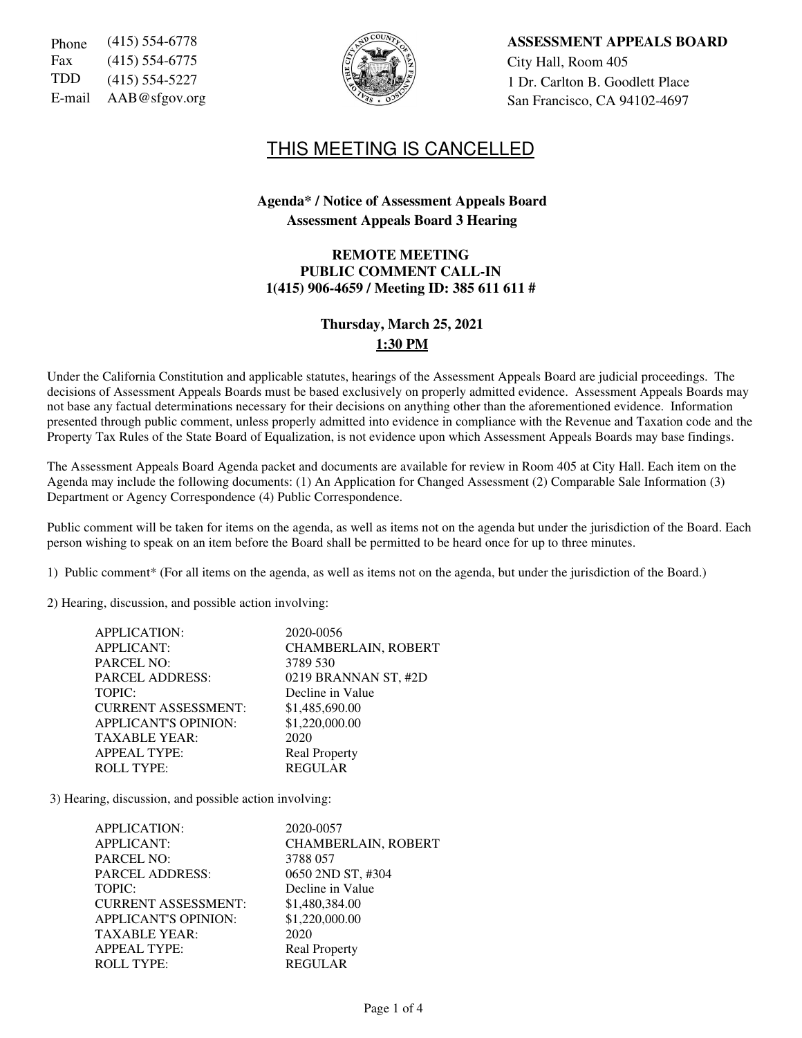Phone (415) 554-6778
Fax (415) 554-6775
TDD (415) 554-5227
E-mail AAB@sfgov.org

**ASSESSMENT APPEALS BOARD**
City Hall, Room 405
1 Dr. Carlton B. Goodlett Place
San Francisco, CA 94102-4697

# THIS MEETING IS CANCELLED

**Agenda* / Notice of Assessment Appeals Board**
**Assessment Appeals Board 3 Hearing**

**REMOTE MEETING**
**PUBLIC COMMENT CALL-IN**
**1(415) 906-4659 / Meeting ID: 385 611 611 #**

**Thursday, March 25, 2021**
**1:30 PM**

Under the California Constitution and applicable statutes, hearings of the Assessment Appeals Board are judicial proceedings. The decisions of Assessment Appeals Boards must be based exclusively on properly admitted evidence. Assessment Appeals Boards may not base any factual determinations necessary for their decisions on anything other than the aforementioned evidence. Information presented through public comment, unless properly admitted into evidence in compliance with the Revenue and Taxation code and the Property Tax Rules of the State Board of Equalization, is not evidence upon which Assessment Appeals Boards may base findings.

The Assessment Appeals Board Agenda packet and documents are available for review in Room 405 at City Hall. Each item on the Agenda may include the following documents: (1) An Application for Changed Assessment (2) Comparable Sale Information (3) Department or Agency Correspondence (4) Public Correspondence.

Public comment will be taken for items on the agenda, as well as items not on the agenda but under the jurisdiction of the Board. Each person wishing to speak on an item before the Board shall be permitted to be heard once for up to three minutes.

1) Public comment* (For all items on the agenda, as well as items not on the agenda, but under the jurisdiction of the Board.)

2) Hearing, discussion, and possible action involving:

| | |
|---|---|
| APPLICATION: | 2020-0056 |
| APPLICANT: | CHAMBERLAIN, ROBERT |
| PARCEL NO: | 3789 530 |
| PARCEL ADDRESS: | 0219 BRANNAN ST, #2D |
| TOPIC: | Decline in Value |
| CURRENT ASSESSMENT: | $1,485,690.00 |
| APPLICANT'S OPINION: | $1,220,000.00 |
| TAXABLE YEAR: | 2020 |
| APPEAL TYPE: | Real Property |
| ROLL TYPE: | REGULAR |

3) Hearing, discussion, and possible action involving:

| | |
|---|---|
| APPLICATION: | 2020-0057 |
| APPLICANT: | CHAMBERLAIN, ROBERT |
| PARCEL NO: | 3788 057 |
| PARCEL ADDRESS: | 0650 2ND ST, #304 |
| TOPIC: | Decline in Value |
| CURRENT ASSESSMENT: | $1,480,384.00 |
| APPLICANT'S OPINION: | $1,220,000.00 |
| TAXABLE YEAR: | 2020 |
| APPEAL TYPE: | Real Property |
| ROLL TYPE: | REGULAR |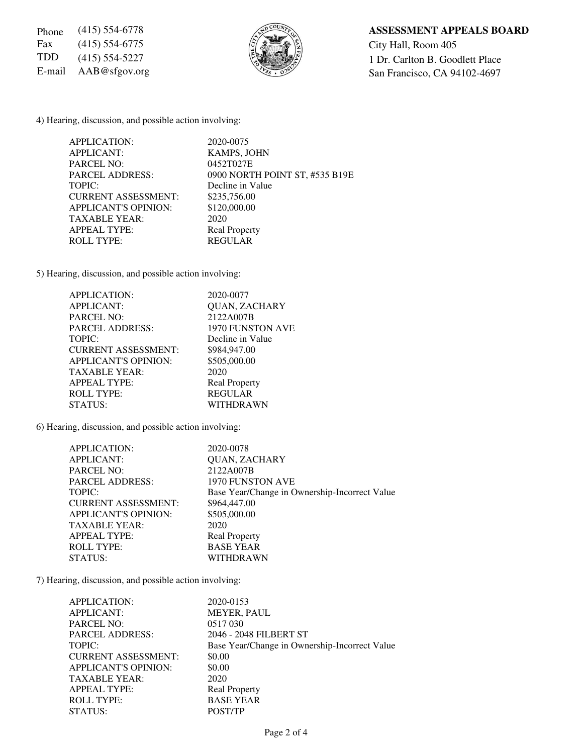Phone (415) 554-6778
Fax (415) 554-6775
TDD (415) 554-5227
E-mail AAB@sfgov.org

**ASSESSMENT APPEALS BOARD**
City Hall, Room 405
1 Dr. Carlton B. Goodlett Place
San Francisco, CA 94102-4697

4) Hearing, discussion, and possible action involving:

| | |
|---|---|
| APPLICATION: | 2020-0075 |
| APPLICANT: | KAMPS, JOHN |
| PARCEL NO: | 0452T027E |
| PARCEL ADDRESS: | 0900 NORTH POINT ST, #535 B19E |
| TOPIC: | Decline in Value |
| CURRENT ASSESSMENT: | $235,756.00 |
| APPLICANT'S OPINION: | $120,000.00 |
| TAXABLE YEAR: | 2020 |
| APPEAL TYPE: | Real Property |
| ROLL TYPE: | REGULAR |

5) Hearing, discussion, and possible action involving:

| | |
|---|---|
| APPLICATION: | 2020-0077 |
| APPLICANT: | QUAN, ZACHARY |
| PARCEL NO: | 2122A007B |
| PARCEL ADDRESS: | 1970 FUNSTON AVE |
| TOPIC: | Decline in Value |
| CURRENT ASSESSMENT: | $984,947.00 |
| APPLICANT'S OPINION: | $505,000.00 |
| TAXABLE YEAR: | 2020 |
| APPEAL TYPE: | Real Property |
| ROLL TYPE: | REGULAR |
| STATUS: | WITHDRAWN |

6) Hearing, discussion, and possible action involving:

| | |
|---|---|
| APPLICATION: | 2020-0078 |
| APPLICANT: | QUAN, ZACHARY |
| PARCEL NO: | 2122A007B |
| PARCEL ADDRESS: | 1970 FUNSTON AVE |
| TOPIC: | Base Year/Change in Ownership-Incorrect Value |
| CURRENT ASSESSMENT: | $964,447.00 |
| APPLICANT'S OPINION: | $505,000.00 |
| TAXABLE YEAR: | 2020 |
| APPEAL TYPE: | Real Property |
| ROLL TYPE: | BASE YEAR |
| STATUS: | WITHDRAWN |

7) Hearing, discussion, and possible action involving:

| | |
|---|---|
| APPLICATION: | 2020-0153 |
| APPLICANT: | MEYER, PAUL |
| PARCEL NO: | 0517 030 |
| PARCEL ADDRESS: | 2046 - 2048 FILBERT ST |
| TOPIC: | Base Year/Change in Ownership-Incorrect Value |
| CURRENT ASSESSMENT: | $0.00 |
| APPLICANT'S OPINION: | $0.00 |
| TAXABLE YEAR: | 2020 |
| APPEAL TYPE: | Real Property |
| ROLL TYPE: | BASE YEAR |
| STATUS: | POST/TP |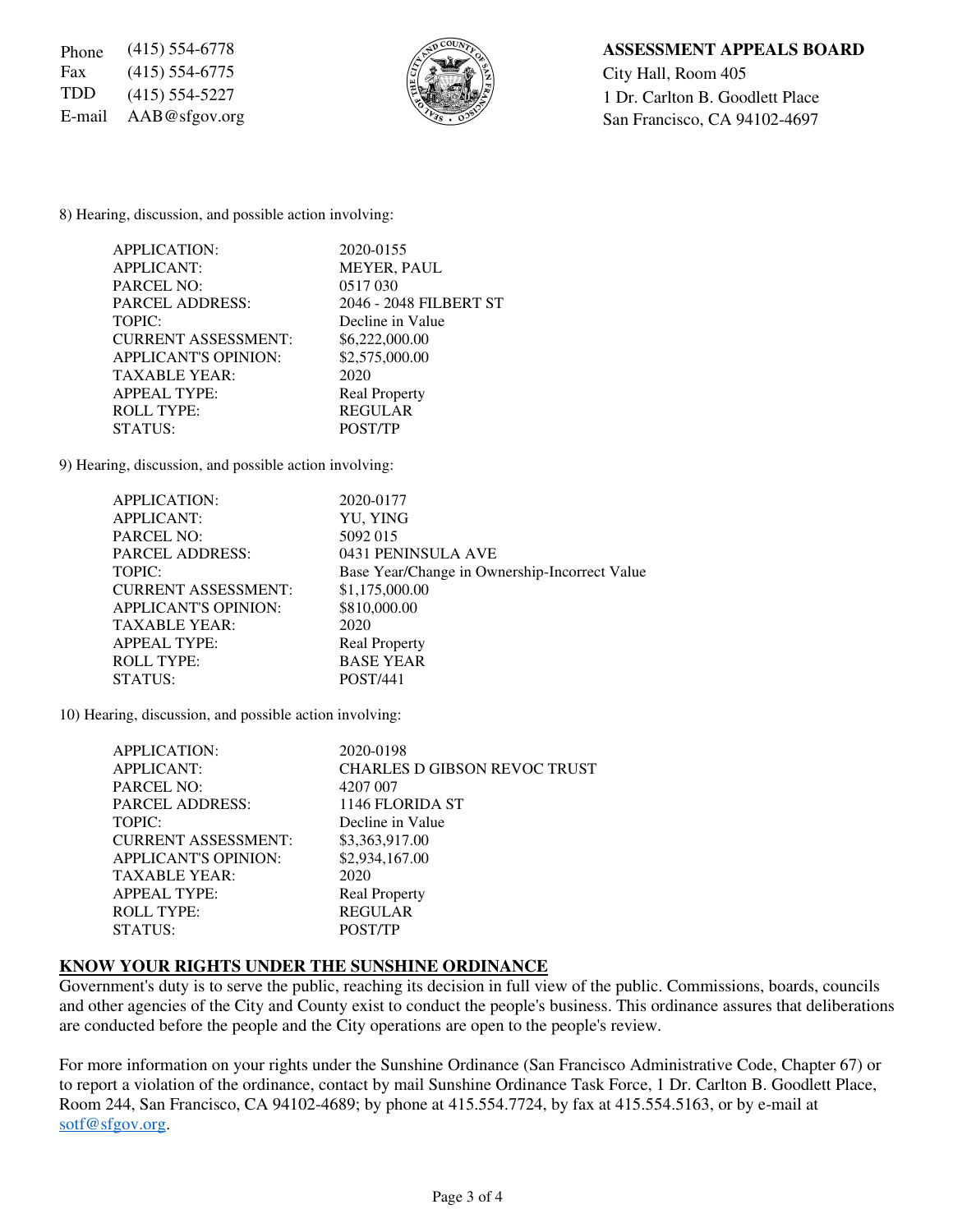Phone (415) 554-6778
Fax (415) 554-6775
TDD (415) 554-5227
E-mail AAB@sfgov.org

**ASSESSMENT APPEALS BOARD**
City Hall, Room 405
1 Dr. Carlton B. Goodlett Place
San Francisco, CA 94102-4697

8) Hearing, discussion, and possible action involving:

| | |
|---|---|
| APPLICATION: | 2020-0155 |
| APPLICANT: | MEYER, PAUL |
| PARCEL NO: | 0517 030 |
| PARCEL ADDRESS: | 2046 - 2048 FILBERT ST |
| TOPIC: | Decline in Value |
| CURRENT ASSESSMENT: | $6,222,000.00 |
| APPLICANT'S OPINION: | $2,575,000.00 |
| TAXABLE YEAR: | 2020 |
| APPEAL TYPE: | Real Property |
| ROLL TYPE: | REGULAR |
| STATUS: | POST/TP |

9) Hearing, discussion, and possible action involving:

| | |
|---|---|
| APPLICATION: | 2020-0177 |
| APPLICANT: | YU, YING |
| PARCEL NO: | 5092 015 |
| PARCEL ADDRESS: | 0431 PENINSULA AVE |
| TOPIC: | Base Year/Change in Ownership-Incorrect Value |
| CURRENT ASSESSMENT: | $1,175,000.00 |
| APPLICANT'S OPINION: | $810,000.00 |
| TAXABLE YEAR: | 2020 |
| APPEAL TYPE: | Real Property |
| ROLL TYPE: | BASE YEAR |
| STATUS: | POST/441 |

10) Hearing, discussion, and possible action involving:

| | |
|---|---|
| APPLICATION: | 2020-0198 |
| APPLICANT: | CHARLES D GIBSON REVOC TRUST |
| PARCEL NO: | 4207 007 |
| PARCEL ADDRESS: | 1146 FLORIDA ST |
| TOPIC: | Decline in Value |
| CURRENT ASSESSMENT: | $3,363,917.00 |
| APPLICANT'S OPINION: | $2,934,167.00 |
| TAXABLE YEAR: | 2020 |
| APPEAL TYPE: | Real Property |
| ROLL TYPE: | REGULAR |
| STATUS: | POST/TP |

**KNOW YOUR RIGHTS UNDER THE SUNSHINE ORDINANCE**

Government's duty is to serve the public, reaching its decision in full view of the public. Commissions, boards, councils and other agencies of the City and County exist to conduct the people's business. This ordinance assures that deliberations are conducted before the people and the City operations are open to the people's review.

For more information on your rights under the Sunshine Ordinance (San Francisco Administrative Code, Chapter 67) or to report a violation of the ordinance, contact by mail Sunshine Ordinance Task Force, 1 Dr. Carlton B. Goodlett Place, Room 244, San Francisco, CA 94102-4689; by phone at 415.554.7724, by fax at 415.554.5163, or by e-mail at sotf@sfgov.org.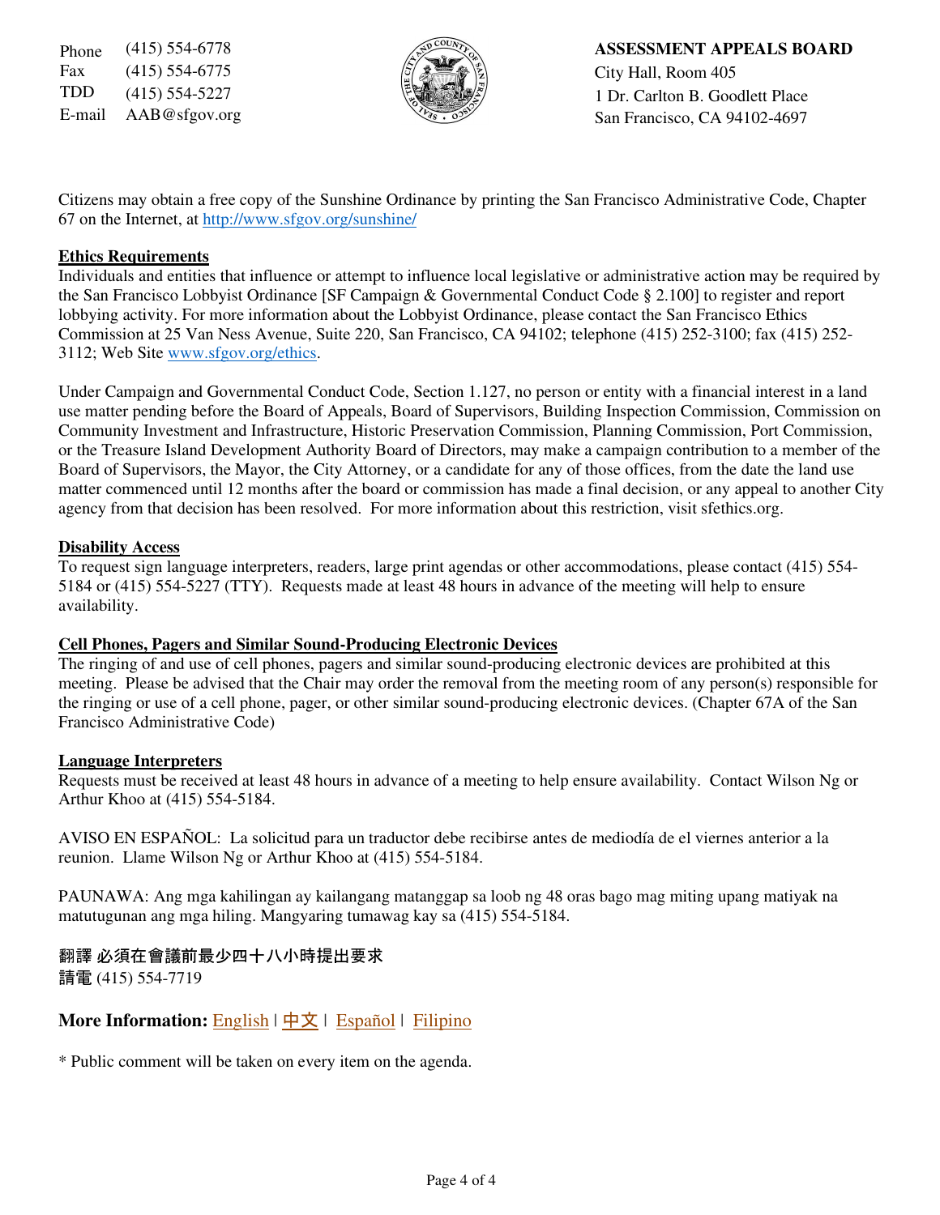Phone (415) 554-6778
Fax (415) 554-6775
TDD (415) 554-5227
E-mail AAB@sfgov.org

**ASSESSMENT APPEALS BOARD**
City Hall, Room 405
1 Dr. Carlton B. Goodlett Place
San Francisco, CA 94102-4697

Citizens may obtain a free copy of the Sunshine Ordinance by printing the San Francisco Administrative Code, Chapter 67 on the Internet, at http://www.sfgov.org/sunshine/

**Ethics Requirements**

Individuals and entities that influence or attempt to influence local legislative or administrative action may be required by the San Francisco Lobbyist Ordinance [SF Campaign & Governmental Conduct Code § 2.100] to register and report lobbying activity. For more information about the Lobbyist Ordinance, please contact the San Francisco Ethics Commission at 25 Van Ness Avenue, Suite 220, San Francisco, CA 94102; telephone (415) 252-3100; fax (415) 252-3112; Web Site www.sfgov.org/ethics.

Under Campaign and Governmental Conduct Code, Section 1.127, no person or entity with a financial interest in a land use matter pending before the Board of Appeals, Board of Supervisors, Building Inspection Commission, Commission on Community Investment and Infrastructure, Historic Preservation Commission, Planning Commission, Port Commission, or the Treasure Island Development Authority Board of Directors, may make a campaign contribution to a member of the Board of Supervisors, the Mayor, the City Attorney, or a candidate for any of those offices, from the date the land use matter commenced until 12 months after the board or commission has made a final decision, or any appeal to another City agency from that decision has been resolved. For more information about this restriction, visit sfethics.org.

**Disability Access**

To request sign language interpreters, readers, large print agendas or other accommodations, please contact (415) 554-5184 or (415) 554-5227 (TTY). Requests made at least 48 hours in advance of the meeting will help to ensure availability.

**Cell Phones, Pagers and Similar Sound-Producing Electronic Devices**

The ringing of and use of cell phones, pagers and similar sound-producing electronic devices are prohibited at this meeting. Please be advised that the Chair may order the removal from the meeting room of any person(s) responsible for the ringing or use of a cell phone, pager, or other similar sound-producing electronic devices. (Chapter 67A of the San Francisco Administrative Code)

**Language Interpreters**

Requests must be received at least 48 hours in advance of a meeting to help ensure availability. Contact Wilson Ng or Arthur Khoo at (415) 554-5184.

AVISO EN ESPAÑOL: La solicitud para un traductor debe recibirse antes de mediodía de el viernes anterior a la reunion. Llame Wilson Ng or Arthur Khoo at (415) 554-5184.

PAUNAWA: Ang mga kahilingan ay kailangang matanggap sa loob ng 48 oras bago mag miting upang matiyak na matutugunan ang mga hiling. Mangyaring tumawag kay sa (415) 554-5184.

**翻譯 必須在會議前最少四十八小時提出要求**
請電 (415) 554-7719

**More Information:** English | 中文 | Español | Filipino

* Public comment will be taken on every item on the agenda.